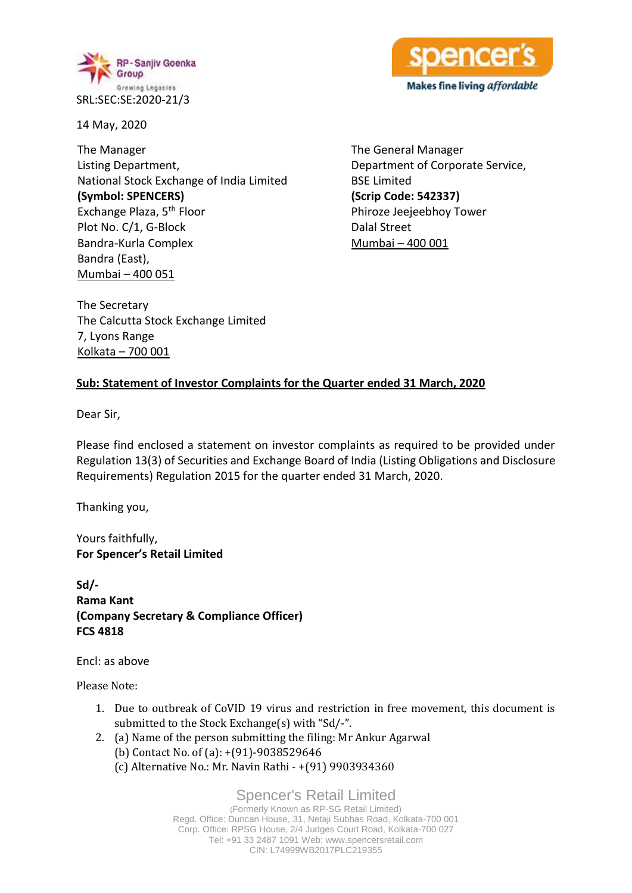RP - Sanjiv Goenka Group
Growing Legacies

spencer's
Makes fine living *affordable*

SRL:SEC:SE:2020-21/3

14 May, 2020

The Manager
Listing Department,
National Stock Exchange of India Limited
**(Symbol: SPENCERS)**
Exchange Plaza, 5th Floor
Plot No. C/1, G-Block
Bandra-Kurla Complex
Bandra (East),
Mumbai – 400 051

The General Manager
Department of Corporate Service,
BSE Limited
**(Scrip Code: 542337)**
Phiroze Jeejeebhoy Tower
Dalal Street
Mumbai – 400 001

The Secretary
The Calcutta Stock Exchange Limited
7, Lyons Range
Kolkata – 700 001

**Sub: Statement of Investor Complaints for the Quarter ended 31 March, 2020**

Dear Sir,

Please find enclosed a statement on investor complaints as required to be provided under Regulation 13(3) of Securities and Exchange Board of India (Listing Obligations and Disclosure Requirements) Regulation 2015 for the quarter ended 31 March, 2020.

Thanking you,

Yours faithfully,
**For Spencer's Retail Limited**

**Sd/-**
**Rama Kant**
**(Company Secretary & Compliance Officer)**
**FCS 4818**

Encl: as above

Please Note:

1. Due to outbreak of CoVID 19 virus and restriction in free movement, this document is submitted to the Stock Exchange(s) with "Sd/-".
2. (a) Name of the person submitting the filing: Mr Ankur Agarwal
   (b) Contact No. of (a): +(91)-9038529646
   (c) Alternative No.: Mr. Navin Rathi - +(91) 9903934360

Spencer's Retail Limited
(Formerly Known as RP-SG Retail Limited)
Regd. Office: Duncan House, 31, Netaji Subhas Road, Kolkata-700 001
Corp. Office: RPSG House, 2/4 Judges Court Road, Kolkata-700 027
Tel: +91 33 2487 1091 Web: www.spencersretail.com
CIN: L74999WB2017PLC219355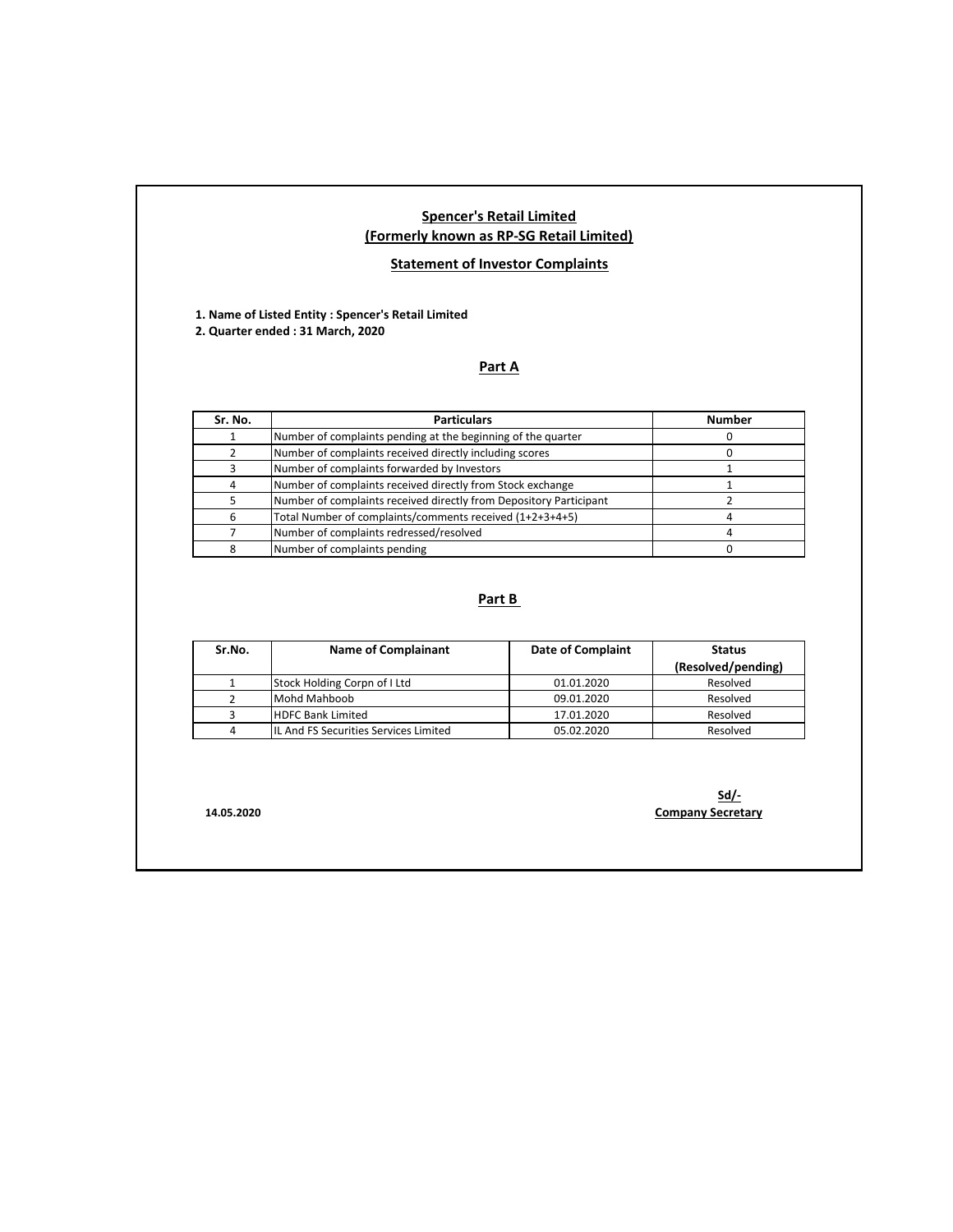# Spencer's Retail Limited
## (Formerly known as RP-SG Retail Limited)

### Statement of Investor Complaints

**1. Name of Listed Entity : Spencer's Retail Limited**
**2. Quarter ended : 31 March, 2020**

### Part A

| Sr. No. | Particulars | Number |
|---|---|---|
| 1 | Number of complaints pending at the beginning of the quarter | 0 |
| 2 | Number of complaints received directly including scores | 0 |
| 3 | Number of complaints forwarded by Investors | 1 |
| 4 | Number of complaints received directly from Stock exchange | 1 |
| 5 | Number of complaints received directly from Depository Participant | 2 |
| 6 | Total Number of complaints/comments received (1+2+3+4+5) | 4 |
| 7 | Number of complaints redressed/resolved | 4 |
| 8 | Number of complaints pending | 0 |

### Part B

| Sr.No. | Name of Complainant | Date of Complaint | Status (Resolved/pending) |
|---|---|---|---|
| 1 | Stock Holding Corpn of I Ltd | 01.01.2020 | Resolved |
| 2 | Mohd Mahboob | 09.01.2020 | Resolved |
| 3 | HDFC Bank Limited | 17.01.2020 | Resolved |
| 4 | IL And FS Securities Services Limited | 05.02.2020 | Resolved |

**Sd/-**
**Company Secretary**

**14.05.2020**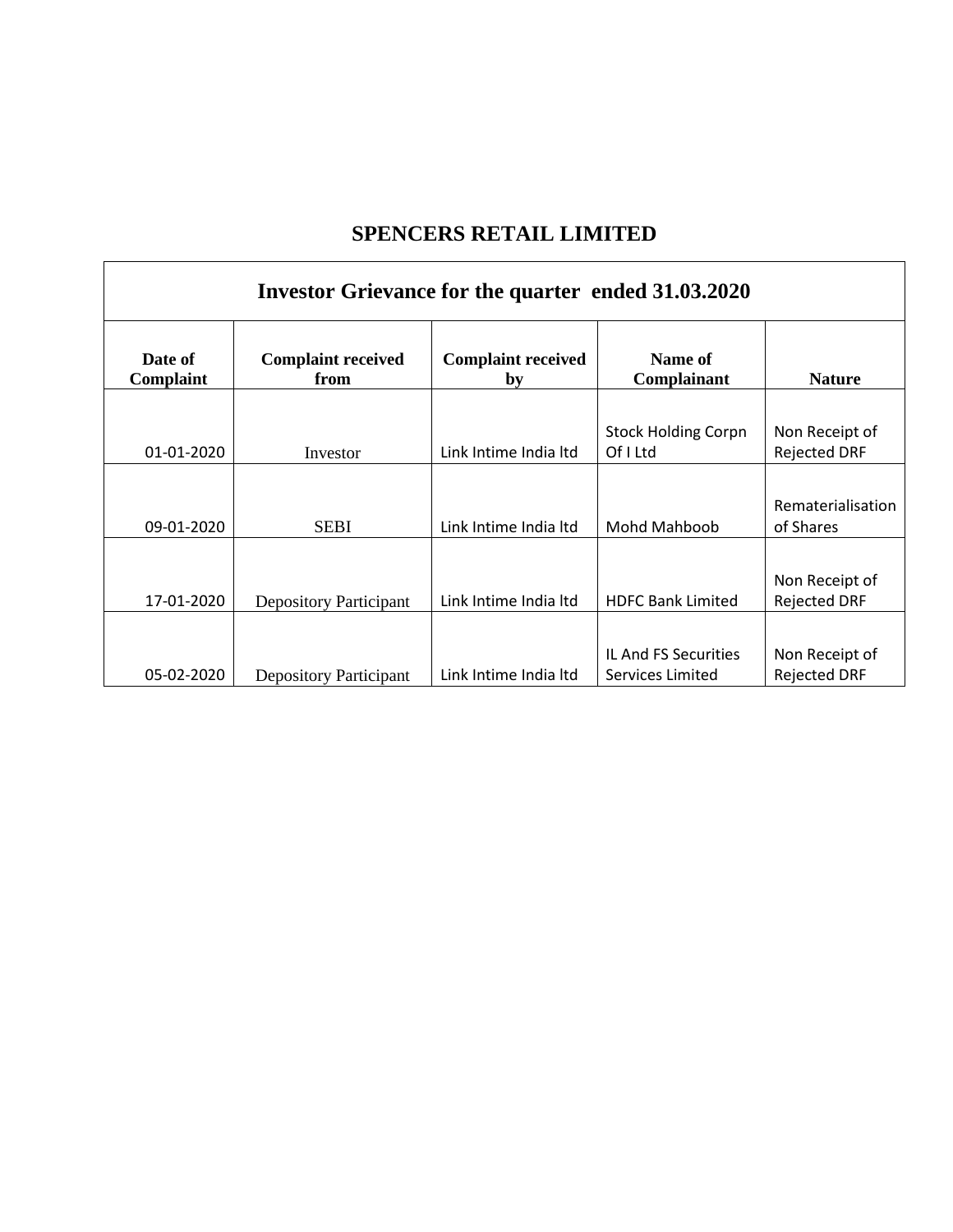# SPENCERS RETAIL LIMITED

| Investor Grievance for the quarter ended 31.03.2020 | | | | |
|---|---|---|---|---|
| **Date of Complaint** | **Complaint received from** | **Complaint received by** | **Name of Complainant** | **Nature** |
| 01-01-2020 | Investor | Link Intime India ltd | Stock Holding Corpn Of I Ltd | Non Receipt of Rejected DRF |
| 09-01-2020 | SEBI | Link Intime India ltd | Mohd Mahboob | Rematerialisation of Shares |
| 17-01-2020 | Depository Participant | Link Intime India ltd | HDFC Bank Limited | Non Receipt of Rejected DRF |
| 05-02-2020 | Depository Participant | Link Intime India ltd | IL And FS Securities Services Limited | Non Receipt of Rejected DRF |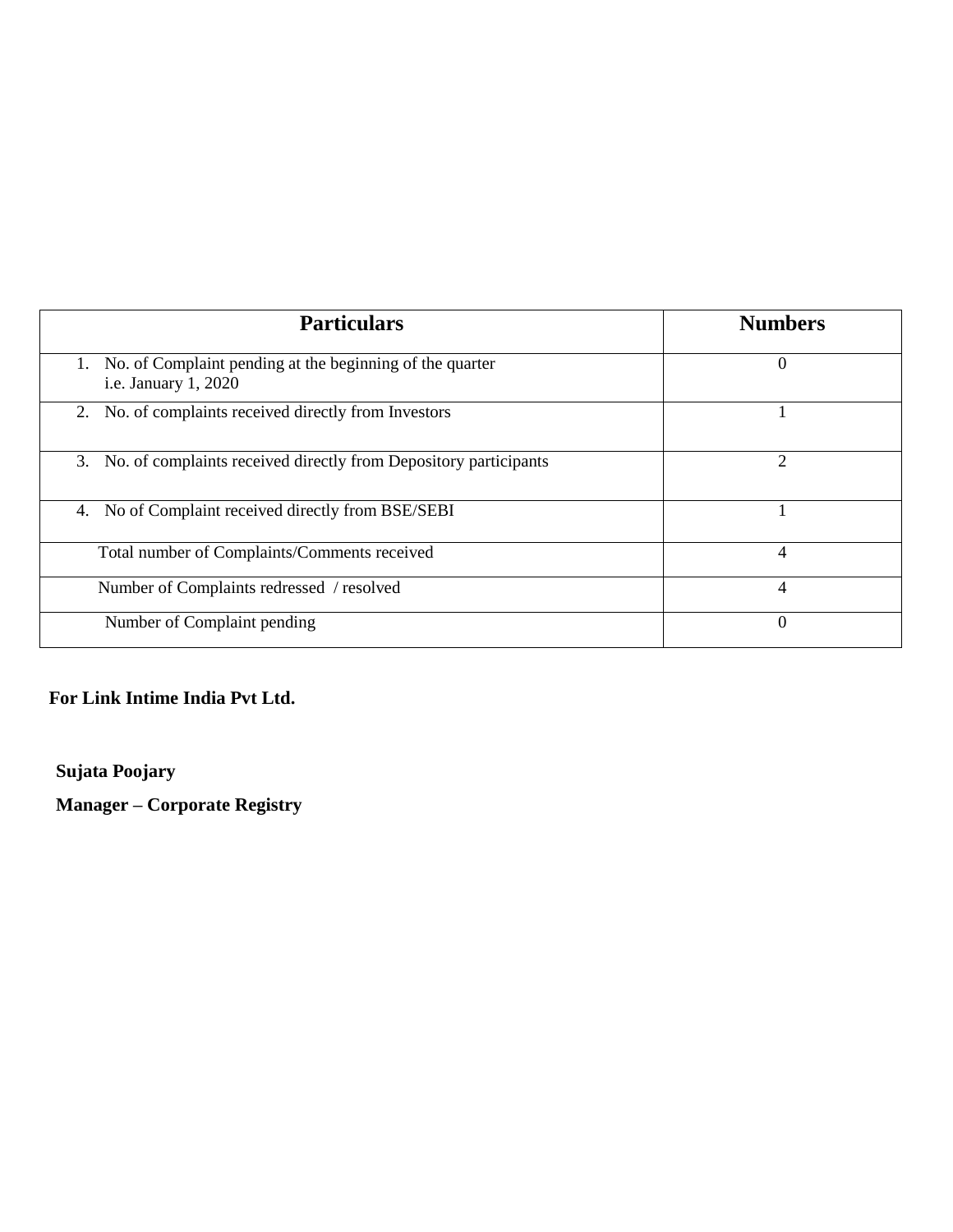| Particulars | Numbers |
|---|---|
| 1. No. of Complaint pending at the beginning of the quarter i.e. January 1, 2020 | 0 |
| 2. No. of complaints received directly from Investors | 1 |
| 3. No. of complaints received directly from Depository participants | 2 |
| 4. No of Complaint received directly from BSE/SEBI | 1 |
| Total number of Complaints/Comments received | 4 |
| Number of Complaints redressed / resolved | 4 |
| Number of Complaint pending | 0 |

**For Link Intime India Pvt Ltd.**

**Sujata Poojary**

**Manager – Corporate Registry**